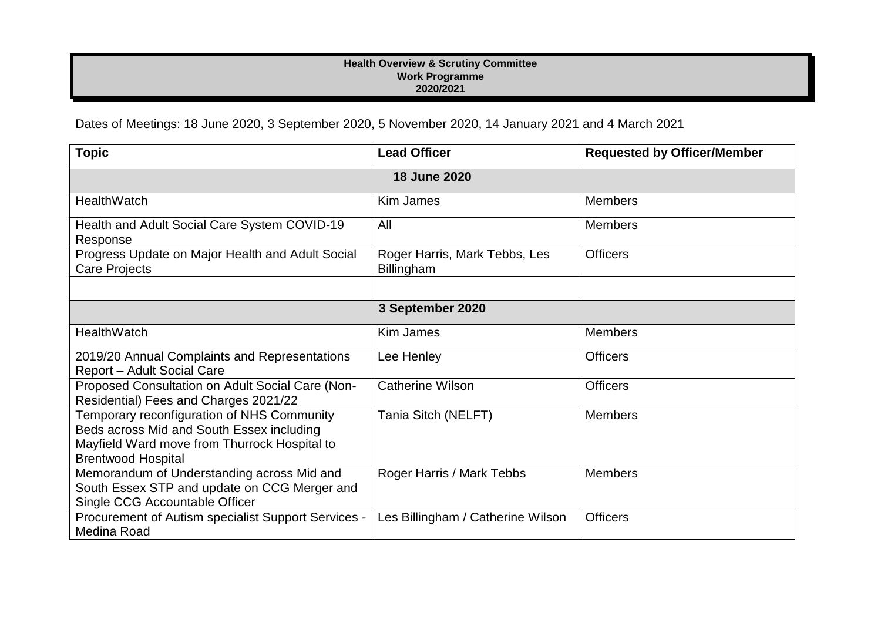**Health Overview & Scrutiny Committee**
**Work Programme**
**2020/2021**

Dates of Meetings: 18 June 2020, 3 September 2020, 5 November 2020, 14 January 2021 and 4 March 2021

| Topic | Lead Officer | Requested by Officer/Member |
|---|---|---|
| **18 June 2020** | | |
| HealthWatch | Kim James | Members |
| Health and Adult Social Care System COVID-19 Response | All | Members |
| Progress Update on Major Health and Adult Social Care Projects | Roger Harris, Mark Tebbs, Les Billingham | Officers |
| | | |
| **3 September 2020** | | |
| HealthWatch | Kim James | Members |
| 2019/20 Annual Complaints and Representations Report – Adult Social Care | Lee Henley | Officers |
| Proposed Consultation on Adult Social Care (Non-Residential) Fees and Charges 2021/22 | Catherine Wilson | Officers |
| Temporary reconfiguration of NHS Community Beds across Mid and South Essex including Mayfield Ward move from Thurrock Hospital to Brentwood Hospital | Tania Sitch (NELFT) | Members |
| Memorandum of Understanding across Mid and South Essex STP and update on CCG Merger and Single CCG Accountable Officer | Roger Harris / Mark Tebbs | Members |
| Procurement of Autism specialist Support Services - Medina Road | Les Billingham / Catherine Wilson | Officers |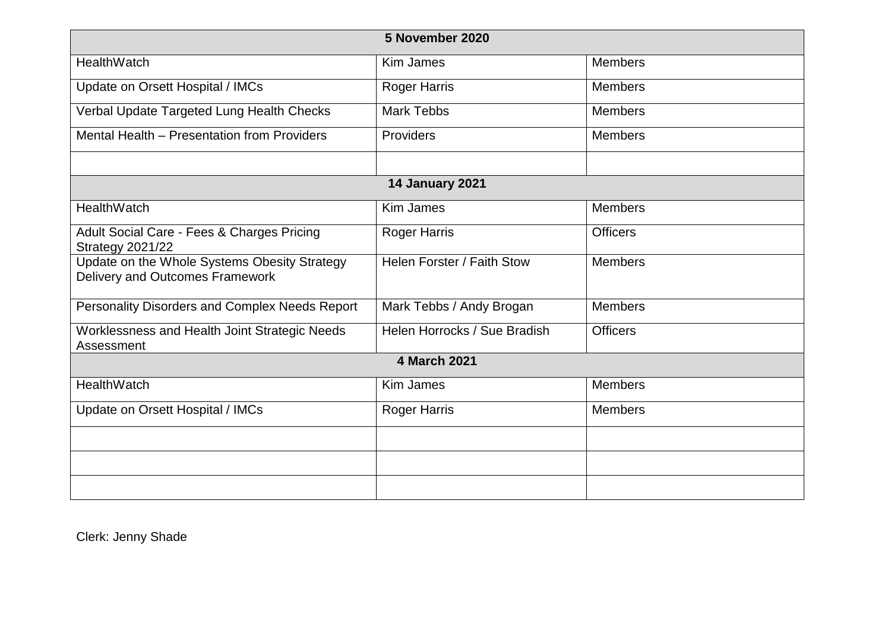| 5 November 2020 | | |
|---|---|---|
| HealthWatch | Kim James | Members |
| Update on Orsett Hospital / IMCs | Roger Harris | Members |
| Verbal Update Targeted Lung Health Checks | Mark Tebbs | Members |
| Mental Health – Presentation from Providers | Providers | Members |
| | | |
| **14 January 2021** | | |
| HealthWatch | Kim James | Members |
| Adult Social Care - Fees & Charges Pricing Strategy 2021/22 | Roger Harris | Officers |
| Update on the Whole Systems Obesity Strategy Delivery and Outcomes Framework | Helen Forster / Faith Stow | Members |
| Personality Disorders and Complex Needs Report | Mark Tebbs / Andy Brogan | Members |
| Worklessness and Health Joint Strategic Needs Assessment | Helen Horrocks / Sue Bradish | Officers |
| **4 March 2021** | | |
| HealthWatch | Kim James | Members |
| Update on Orsett Hospital / IMCs | Roger Harris | Members |
| | | |
| | | |
| | | |

Clerk: Jenny Shade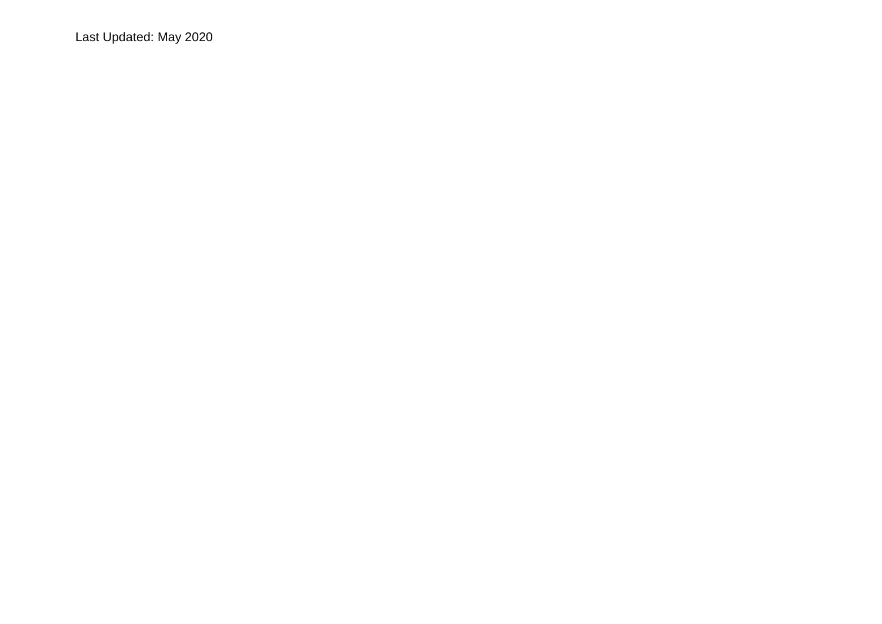Last Updated: May 2020